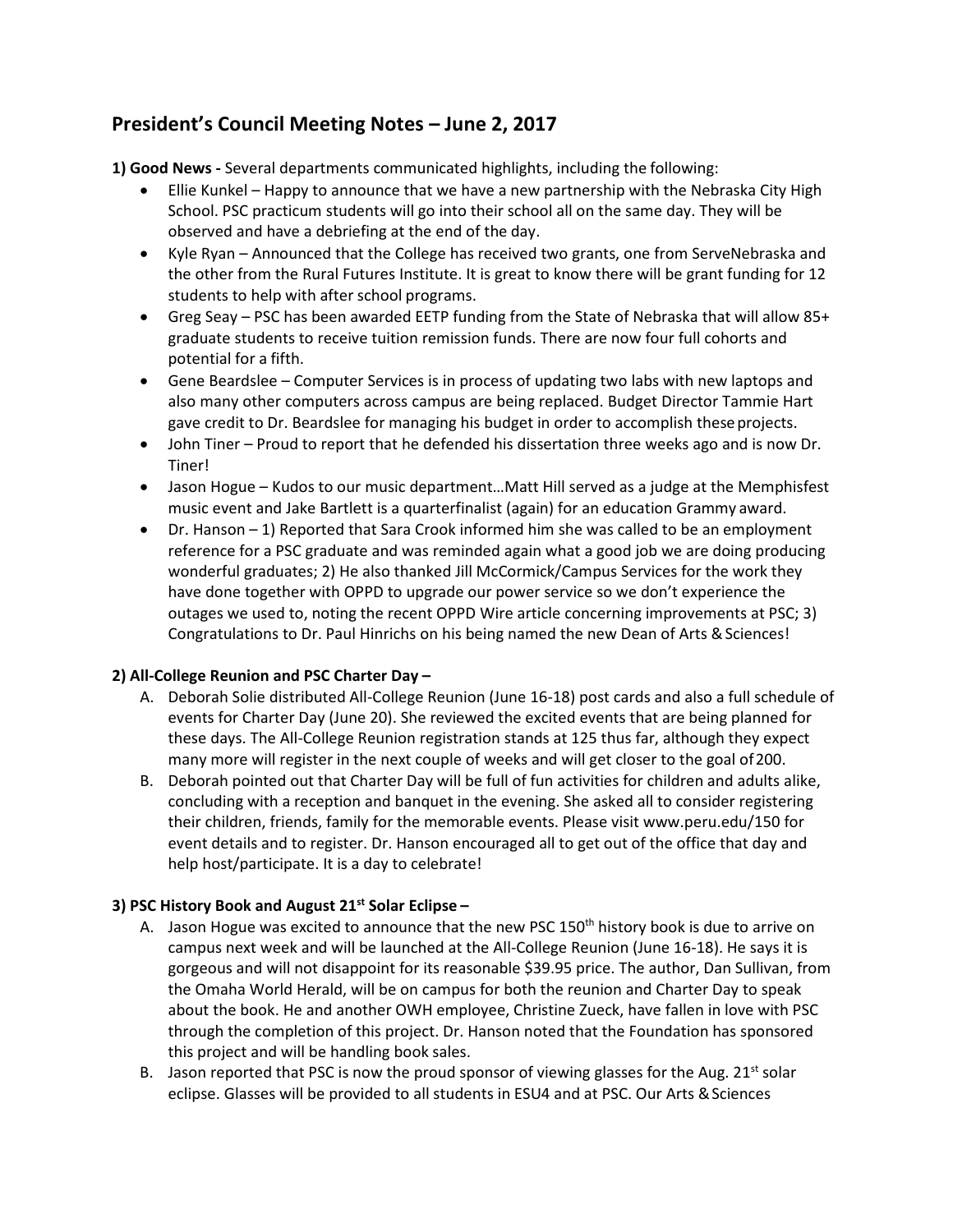# President's Council Meeting Notes – June 2, 2017

**1) Good News -** Several departments communicated highlights, including the following:

- Ellie Kunkel – Happy to announce that we have a new partnership with the Nebraska City High School. PSC practicum students will go into their school all on the same day. They will be observed and have a debriefing at the end of the day.
- Kyle Ryan – Announced that the College has received two grants, one from ServeNebraska and the other from the Rural Futures Institute. It is great to know there will be grant funding for 12 students to help with after school programs.
- Greg Seay – PSC has been awarded EETP funding from the State of Nebraska that will allow 85+ graduate students to receive tuition remission funds. There are now four full cohorts and potential for a fifth.
- Gene Beardslee – Computer Services is in process of updating two labs with new laptops and also many other computers across campus are being replaced. Budget Director Tammie Hart gave credit to Dr. Beardslee for managing his budget in order to accomplish these projects.
- John Tiner – Proud to report that he defended his dissertation three weeks ago and is now Dr. Tiner!
- Jason Hogue – Kudos to our music department…Matt Hill served as a judge at the Memphisfest music event and Jake Bartlett is a quarterfinalist (again) for an education Grammy award.
- Dr. Hanson – 1) Reported that Sara Crook informed him she was called to be an employment reference for a PSC graduate and was reminded again what a good job we are doing producing wonderful graduates; 2) He also thanked Jill McCormick/Campus Services for the work they have done together with OPPD to upgrade our power service so we don't experience the outages we used to, noting the recent OPPD Wire article concerning improvements at PSC; 3) Congratulations to Dr. Paul Hinrichs on his being named the new Dean of Arts & Sciences!

**2) All-College Reunion and PSC Charter Day –**

A. Deborah Solie distributed All-College Reunion (June 16-18) post cards and also a full schedule of events for Charter Day (June 20). She reviewed the excited events that are being planned for these days. The All-College Reunion registration stands at 125 thus far, although they expect many more will register in the next couple of weeks and will get closer to the goal of 200.

B. Deborah pointed out that Charter Day will be full of fun activities for children and adults alike, concluding with a reception and banquet in the evening. She asked all to consider registering their children, friends, family for the memorable events. Please visit www.peru.edu/150 for event details and to register. Dr. Hanson encouraged all to get out of the office that day and help host/participate. It is a day to celebrate!

**3) PSC History Book and August 21st Solar Eclipse –**

A. Jason Hogue was excited to announce that the new PSC 150th history book is due to arrive on campus next week and will be launched at the All-College Reunion (June 16-18). He says it is gorgeous and will not disappoint for its reasonable $39.95 price. The author, Dan Sullivan, from the Omaha World Herald, will be on campus for both the reunion and Charter Day to speak about the book. He and another OWH employee, Christine Zueck, have fallen in love with PSC through the completion of this project. Dr. Hanson noted that the Foundation has sponsored this project and will be handling book sales.

B. Jason reported that PSC is now the proud sponsor of viewing glasses for the Aug. 21st solar eclipse. Glasses will be provided to all students in ESU4 and at PSC. Our Arts & Sciences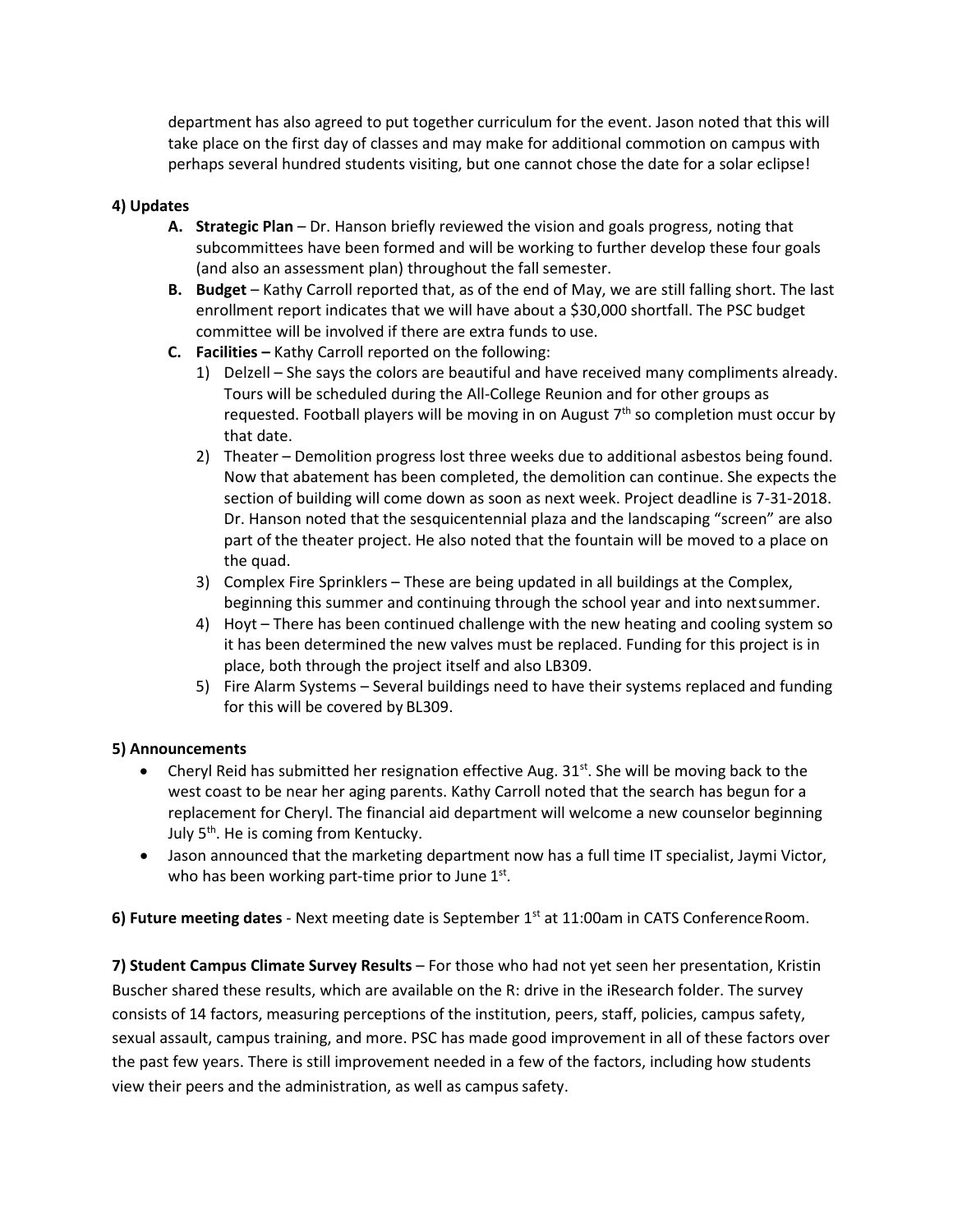department has also agreed to put together curriculum for the event. Jason noted that this will take place on the first day of classes and may make for additional commotion on campus with perhaps several hundred students visiting, but one cannot chose the date for a solar eclipse!

**4) Updates**

- **A. Strategic Plan** – Dr. Hanson briefly reviewed the vision and goals progress, noting that subcommittees have been formed and will be working to further develop these four goals (and also an assessment plan) throughout the fall semester.
- **B. Budget** – Kathy Carroll reported that, as of the end of May, we are still falling short. The last enrollment report indicates that we will have about a $30,000 shortfall. The PSC budget committee will be involved if there are extra funds to use.
- **C. Facilities –** Kathy Carroll reported on the following:
  1) Delzell – She says the colors are beautiful and have received many compliments already. Tours will be scheduled during the All-College Reunion and for other groups as requested. Football players will be moving in on August 7th so completion must occur by that date.
  2) Theater – Demolition progress lost three weeks due to additional asbestos being found. Now that abatement has been completed, the demolition can continue. She expects the section of building will come down as soon as next week. Project deadline is 7-31-2018. Dr. Hanson noted that the sesquicentennial plaza and the landscaping "screen" are also part of the theater project. He also noted that the fountain will be moved to a place on the quad.
  3) Complex Fire Sprinklers – These are being updated in all buildings at the Complex, beginning this summer and continuing through the school year and into next summer.
  4) Hoyt – There has been continued challenge with the new heating and cooling system so it has been determined the new valves must be replaced. Funding for this project is in place, both through the project itself and also LB309.
  5) Fire Alarm Systems – Several buildings need to have their systems replaced and funding for this will be covered by BL309.

**5) Announcements**

- Cheryl Reid has submitted her resignation effective Aug. 31st. She will be moving back to the west coast to be near her aging parents. Kathy Carroll noted that the search has begun for a replacement for Cheryl. The financial aid department will welcome a new counselor beginning July 5th. He is coming from Kentucky.
- Jason announced that the marketing department now has a full time IT specialist, Jaymi Victor, who has been working part-time prior to June 1st.

**6) Future meeting dates** - Next meeting date is September 1st at 11:00am in CATS Conference Room.

**7) Student Campus Climate Survey Results** – For those who had not yet seen her presentation, Kristin Buscher shared these results, which are available on the R: drive in the iResearch folder. The survey consists of 14 factors, measuring perceptions of the institution, peers, staff, policies, campus safety, sexual assault, campus training, and more. PSC has made good improvement in all of these factors over the past few years. There is still improvement needed in a few of the factors, including how students view their peers and the administration, as well as campus safety.